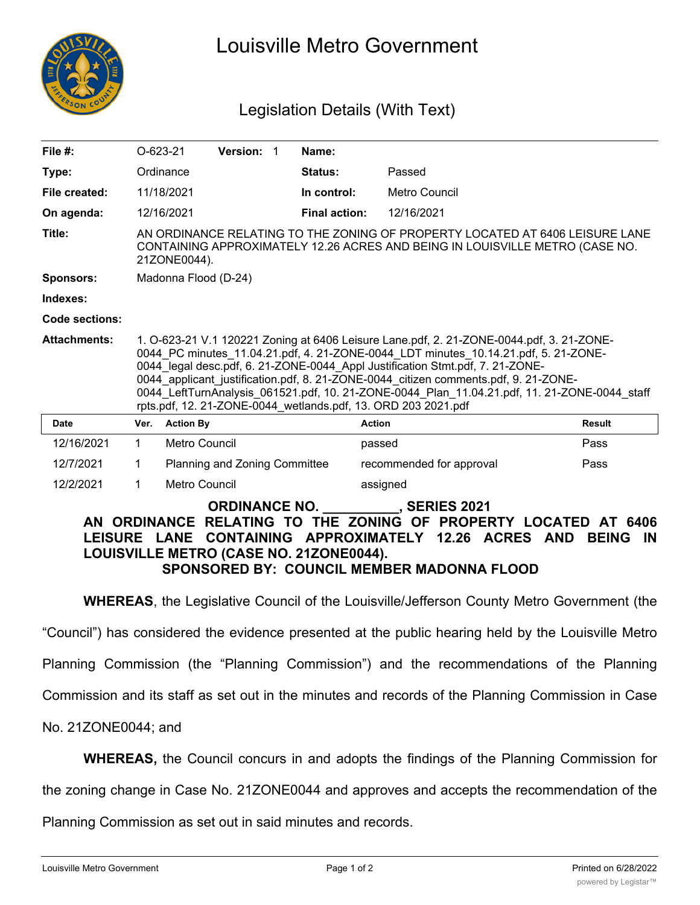# Louisville Metro Government

## Legislation Details (With Text)

| | | | | | |
|---|---|---|---|---|---|
| **File #:** | O-623-21 | **Version:** 1 | **Name:** | | |
| **Type:** | Ordinance | | **Status:** | Passed | |
| **File created:** | 11/18/2021 | | **In control:** | Metro Council | |
| **On agenda:** | 12/16/2021 | | **Final action:** | 12/16/2021 | |

**Title:** AN ORDINANCE RELATING TO THE ZONING OF PROPERTY LOCATED AT 6406 LEISURE LANE CONTAINING APPROXIMATELY 12.26 ACRES AND BEING IN LOUISVILLE METRO (CASE NO. 21ZONE0044).

**Sponsors:** Madonna Flood (D-24)

**Indexes:**

**Code sections:**

**Attachments:** 1. O-623-21 V.1 120221 Zoning at 6406 Leisure Lane.pdf, 2. 21-ZONE-0044.pdf, 3. 21-ZONE-0044_PC minutes_11.04.21.pdf, 4. 21-ZONE-0044_LDT minutes_10.14.21.pdf, 5. 21-ZONE-0044_legal desc.pdf, 6. 21-ZONE-0044_Appl Justification Stmt.pdf, 7. 21-ZONE-0044_applicant_justification.pdf, 8. 21-ZONE-0044_citizen comments.pdf, 9. 21-ZONE-0044_LeftTurnAnalysis_061521.pdf, 10. 21-ZONE-0044_Plan_11.04.21.pdf, 11. 21-ZONE-0044_staff rpts.pdf, 12. 21-ZONE-0044_wetlands.pdf, 13. ORD 203 2021.pdf

| Date | Ver. | Action By | Action | Result |
|---|---|---|---|---|
| 12/16/2021 | 1 | Metro Council | passed | Pass |
| 12/7/2021 | 1 | Planning and Zoning Committee | recommended for approval | Pass |
| 12/2/2021 | 1 | Metro Council | assigned | |

**ORDINANCE NO. __________, SERIES 2021**

**AN ORDINANCE RELATING TO THE ZONING OF PROPERTY LOCATED AT 6406 LEISURE LANE CONTAINING APPROXIMATELY 12.26 ACRES AND BEING IN LOUISVILLE METRO (CASE NO. 21ZONE0044).**

**SPONSORED BY: COUNCIL MEMBER MADONNA FLOOD**

**WHEREAS**, the Legislative Council of the Louisville/Jefferson County Metro Government (the "Council") has considered the evidence presented at the public hearing held by the Louisville Metro Planning Commission (the "Planning Commission") and the recommendations of the Planning Commission and its staff as set out in the minutes and records of the Planning Commission in Case No. 21ZONE0044; and

**WHEREAS,** the Council concurs in and adopts the findings of the Planning Commission for the zoning change in Case No. 21ZONE0044 and approves and accepts the recommendation of the Planning Commission as set out in said minutes and records.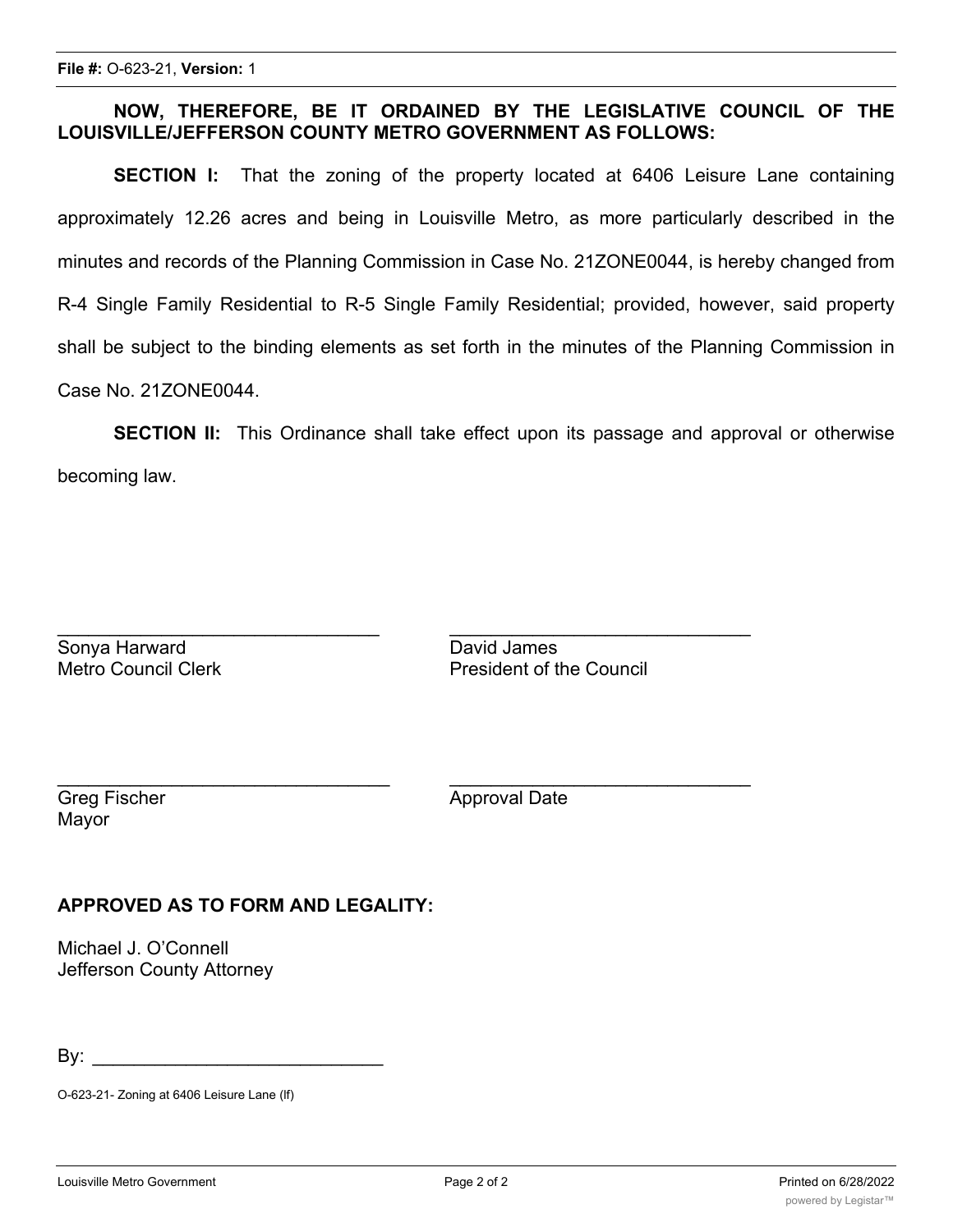**NOW, THEREFORE, BE IT ORDAINED BY THE LEGISLATIVE COUNCIL OF THE LOUISVILLE/JEFFERSON COUNTY METRO GOVERNMENT AS FOLLOWS:**

**SECTION I:** That the zoning of the property located at 6406 Leisure Lane containing approximately 12.26 acres and being in Louisville Metro, as more particularly described in the minutes and records of the Planning Commission in Case No. 21ZONE0044, is hereby changed from R-4 Single Family Residential to R-5 Single Family Residential; provided, however, said property shall be subject to the binding elements as set forth in the minutes of the Planning Commission in Case No. 21ZONE0044.

**SECTION II:** This Ordinance shall take effect upon its passage and approval or otherwise becoming law.

\_\_\_\_\_\_\_\_\_\_\_\_\_\_\_\_\_\_\_\_\_\_\_\_\_\_\_\_\_\_
Sonya Harward
Metro Council Clerk

\_\_\_\_\_\_\_\_\_\_\_\_\_\_\_\_\_\_\_\_\_\_\_\_\_\_\_\_\_\_
David James
President of the Council

\_\_\_\_\_\_\_\_\_\_\_\_\_\_\_\_\_\_\_\_\_\_\_\_\_\_\_\_\_\_
Greg Fischer
Mayor

\_\_\_\_\_\_\_\_\_\_\_\_\_\_\_\_\_\_\_\_\_\_\_\_\_\_\_\_\_\_
Approval Date

**APPROVED AS TO FORM AND LEGALITY:**

Michael J. O'Connell
Jefferson County Attorney

By: \_\_\_\_\_\_\_\_\_\_\_\_\_\_\_\_\_\_\_\_\_\_\_\_\_\_\_\_\_\_

O-623-21- Zoning at 6406 Leisure Lane (lf)